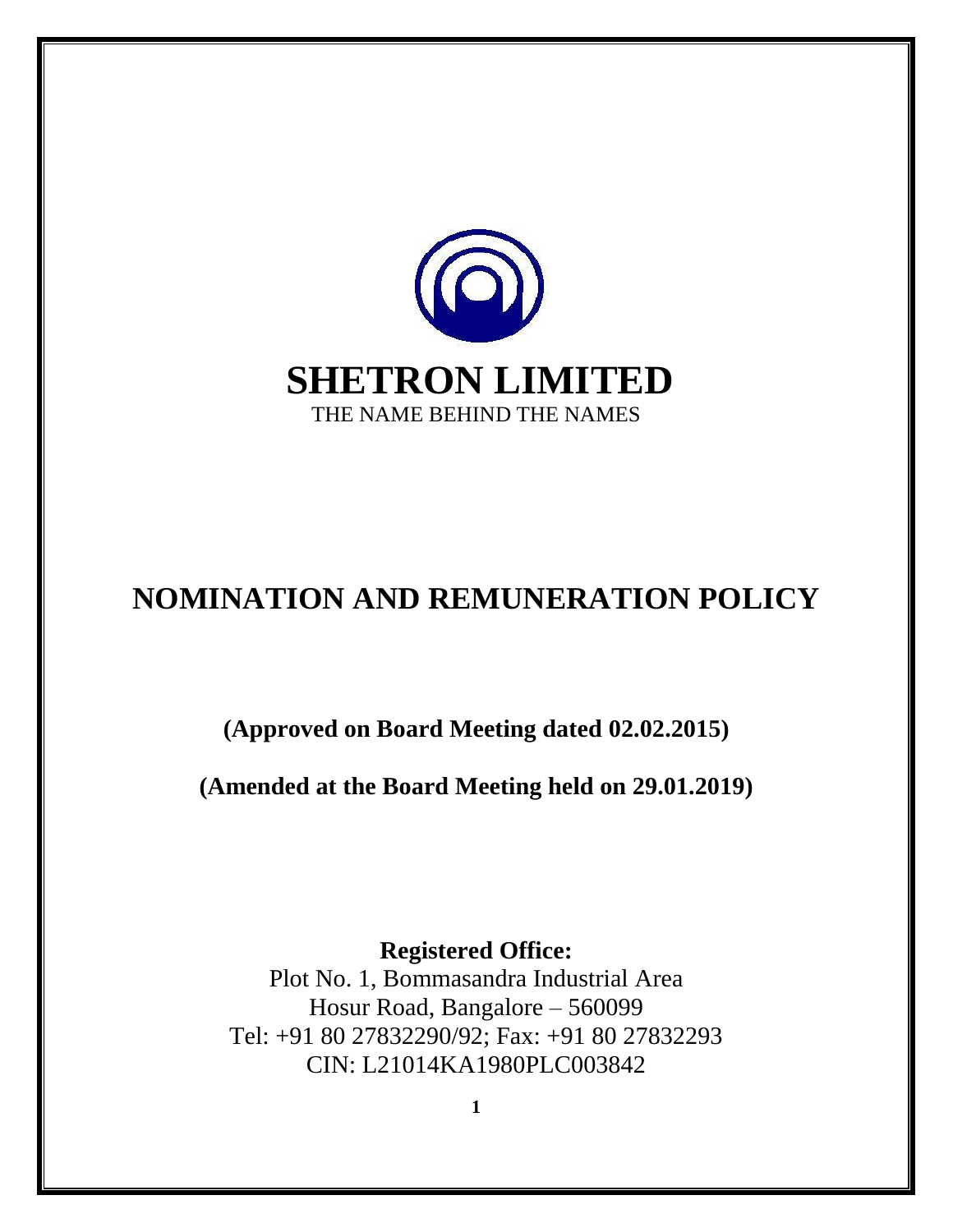# SHETRON LIMITED

THE NAME BEHIND THE NAMES

# NOMINATION AND REMUNERATION POLICY

**(Approved on Board Meeting dated 02.02.2015)**

**(Amended at the Board Meeting held on 29.01.2019)**

**Registered Office:**

Plot No. 1, Bommasandra Industrial Area
Hosur Road, Bangalore – 560099
Tel: +91 80 27832290/92; Fax: +91 80 27832293
CIN: L21014KA1980PLC003842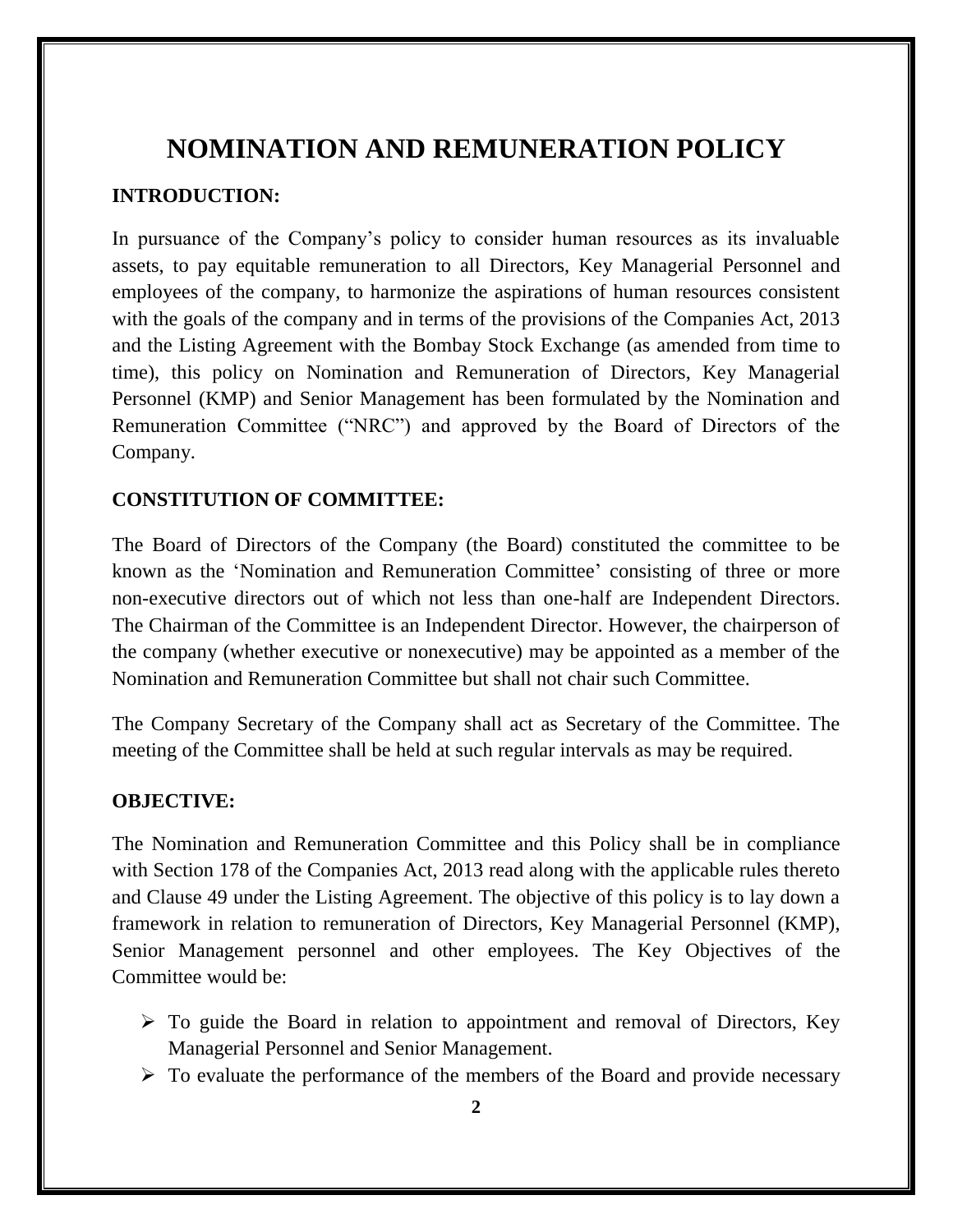# NOMINATION AND REMUNERATION POLICY

**INTRODUCTION:**

In pursuance of the Company's policy to consider human resources as its invaluable assets, to pay equitable remuneration to all Directors, Key Managerial Personnel and employees of the company, to harmonize the aspirations of human resources consistent with the goals of the company and in terms of the provisions of the Companies Act, 2013 and the Listing Agreement with the Bombay Stock Exchange (as amended from time to time), this policy on Nomination and Remuneration of Directors, Key Managerial Personnel (KMP) and Senior Management has been formulated by the Nomination and Remuneration Committee ("NRC") and approved by the Board of Directors of the Company.

**CONSTITUTION OF COMMITTEE:**

The Board of Directors of the Company (the Board) constituted the committee to be known as the 'Nomination and Remuneration Committee' consisting of three or more non-executive directors out of which not less than one-half are Independent Directors. The Chairman of the Committee is an Independent Director. However, the chairperson of the company (whether executive or nonexecutive) may be appointed as a member of the Nomination and Remuneration Committee but shall not chair such Committee.

The Company Secretary of the Company shall act as Secretary of the Committee. The meeting of the Committee shall be held at such regular intervals as may be required.

**OBJECTIVE:**

The Nomination and Remuneration Committee and this Policy shall be in compliance with Section 178 of the Companies Act, 2013 read along with the applicable rules thereto and Clause 49 under the Listing Agreement. The objective of this policy is to lay down a framework in relation to remuneration of Directors, Key Managerial Personnel (KMP), Senior Management personnel and other employees. The Key Objectives of the Committee would be:

- To guide the Board in relation to appointment and removal of Directors, Key Managerial Personnel and Senior Management.
- To evaluate the performance of the members of the Board and provide necessary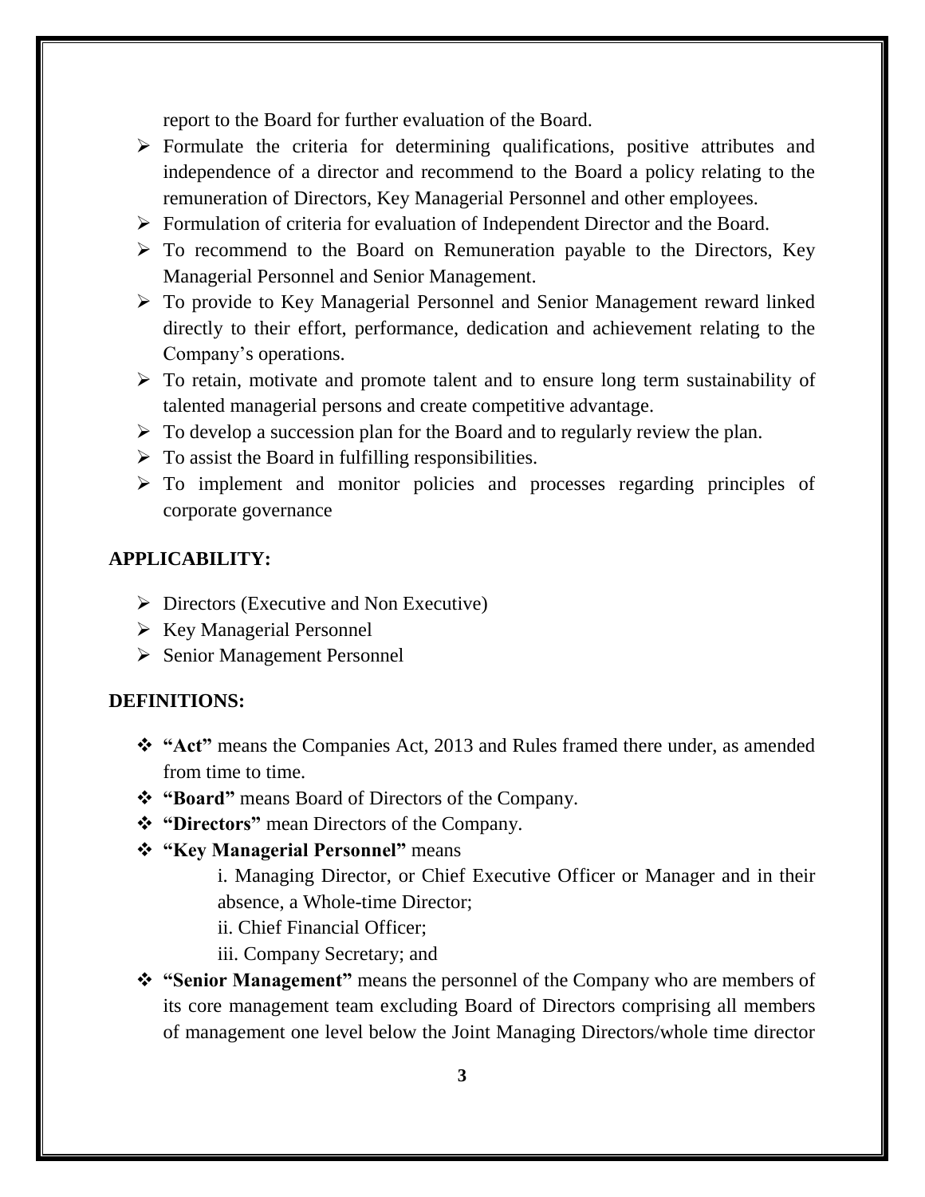report to the Board for further evaluation of the Board.

- Formulate the criteria for determining qualifications, positive attributes and independence of a director and recommend to the Board a policy relating to the remuneration of Directors, Key Managerial Personnel and other employees.
- Formulation of criteria for evaluation of Independent Director and the Board.
- To recommend to the Board on Remuneration payable to the Directors, Key Managerial Personnel and Senior Management.
- To provide to Key Managerial Personnel and Senior Management reward linked directly to their effort, performance, dedication and achievement relating to the Company's operations.
- To retain, motivate and promote talent and to ensure long term sustainability of talented managerial persons and create competitive advantage.
- To develop a succession plan for the Board and to regularly review the plan.
- To assist the Board in fulfilling responsibilities.
- To implement and monitor policies and processes regarding principles of corporate governance

## APPLICABILITY:

- Directors (Executive and Non Executive)
- Key Managerial Personnel
- Senior Management Personnel

## DEFINITIONS:

- **"Act"** means the Companies Act, 2013 and Rules framed there under, as amended from time to time.
- **"Board"** means Board of Directors of the Company.
- **"Directors"** mean Directors of the Company.
- **"Key Managerial Personnel"** means

  i. Managing Director, or Chief Executive Officer or Manager and in their absence, a Whole-time Director;

  ii. Chief Financial Officer;

  iii. Company Secretary; and
- **"Senior Management"** means the personnel of the Company who are members of its core management team excluding Board of Directors comprising all members of management one level below the Joint Managing Directors/whole time director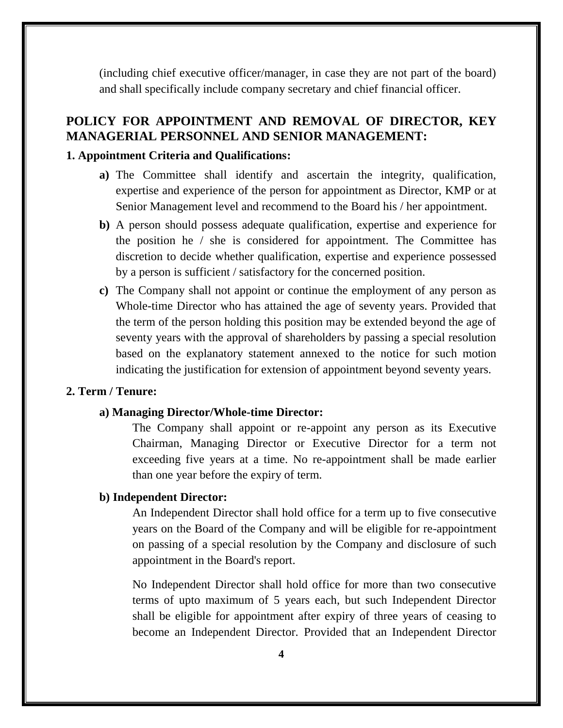(including chief executive officer/manager, in case they are not part of the board) and shall specifically include company secretary and chief financial officer.

## POLICY FOR APPOINTMENT AND REMOVAL OF DIRECTOR, KEY MANAGERIAL PERSONNEL AND SENIOR MANAGEMENT:

### 1. Appointment Criteria and Qualifications:

**a)** The Committee shall identify and ascertain the integrity, qualification, expertise and experience of the person for appointment as Director, KMP or at Senior Management level and recommend to the Board his / her appointment.

**b)** A person should possess adequate qualification, expertise and experience for the position he / she is considered for appointment. The Committee has discretion to decide whether qualification, expertise and experience possessed by a person is sufficient / satisfactory for the concerned position.

**c)** The Company shall not appoint or continue the employment of any person as Whole-time Director who has attained the age of seventy years. Provided that the term of the person holding this position may be extended beyond the age of seventy years with the approval of shareholders by passing a special resolution based on the explanatory statement annexed to the notice for such motion indicating the justification for extension of appointment beyond seventy years.

### 2. Term / Tenure:

**a) Managing Director/Whole-time Director:**

The Company shall appoint or re-appoint any person as its Executive Chairman, Managing Director or Executive Director for a term not exceeding five years at a time. No re-appointment shall be made earlier than one year before the expiry of term.

**b) Independent Director:**

An Independent Director shall hold office for a term up to five consecutive years on the Board of the Company and will be eligible for re-appointment on passing of a special resolution by the Company and disclosure of such appointment in the Board's report.

No Independent Director shall hold office for more than two consecutive terms of upto maximum of 5 years each, but such Independent Director shall be eligible for appointment after expiry of three years of ceasing to become an Independent Director. Provided that an Independent Director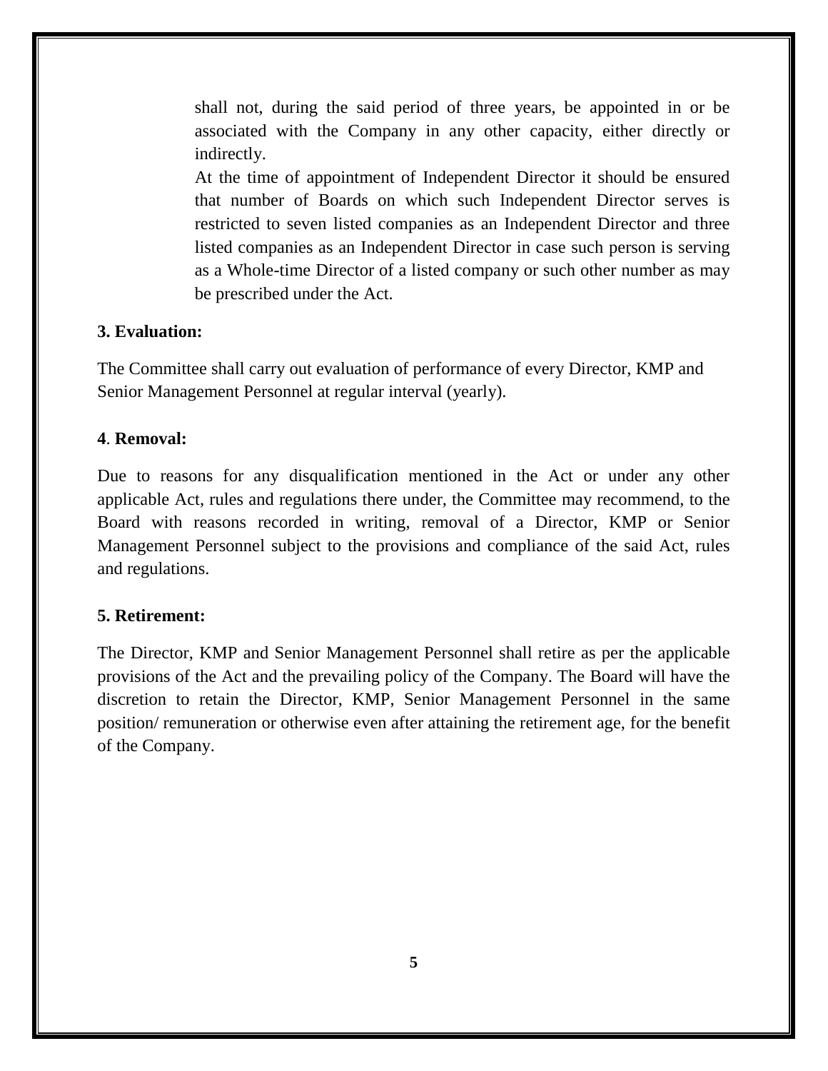shall not, during the said period of three years, be appointed in or be associated with the Company in any other capacity, either directly or indirectly.

At the time of appointment of Independent Director it should be ensured that number of Boards on which such Independent Director serves is restricted to seven listed companies as an Independent Director and three listed companies as an Independent Director in case such person is serving as a Whole-time Director of a listed company or such other number as may be prescribed under the Act.

**3. Evaluation:**

The Committee shall carry out evaluation of performance of every Director, KMP and Senior Management Personnel at regular interval (yearly).

**4. Removal:**

Due to reasons for any disqualification mentioned in the Act or under any other applicable Act, rules and regulations there under, the Committee may recommend, to the Board with reasons recorded in writing, removal of a Director, KMP or Senior Management Personnel subject to the provisions and compliance of the said Act, rules and regulations.

**5. Retirement:**

The Director, KMP and Senior Management Personnel shall retire as per the applicable provisions of the Act and the prevailing policy of the Company. The Board will have the discretion to retain the Director, KMP, Senior Management Personnel in the same position/ remuneration or otherwise even after attaining the retirement age, for the benefit of the Company.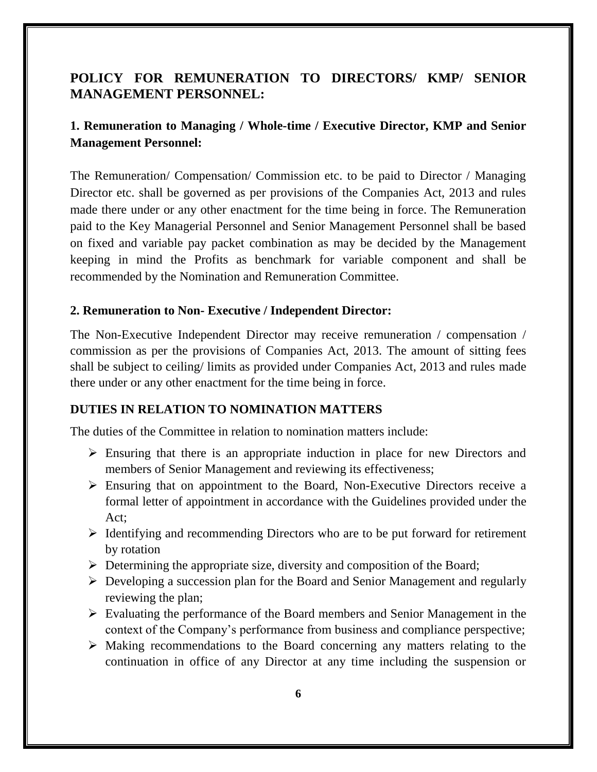## POLICY FOR REMUNERATION TO DIRECTORS/ KMP/ SENIOR MANAGEMENT PERSONNEL:

### 1. Remuneration to Managing / Whole-time / Executive Director, KMP and Senior Management Personnel:

The Remuneration/ Compensation/ Commission etc. to be paid to Director / Managing Director etc. shall be governed as per provisions of the Companies Act, 2013 and rules made there under or any other enactment for the time being in force. The Remuneration paid to the Key Managerial Personnel and Senior Management Personnel shall be based on fixed and variable pay packet combination as may be decided by the Management keeping in mind the Profits as benchmark for variable component and shall be recommended by the Nomination and Remuneration Committee.

### 2. Remuneration to Non- Executive / Independent Director:

The Non-Executive Independent Director may receive remuneration / compensation / commission as per the provisions of Companies Act, 2013. The amount of sitting fees shall be subject to ceiling/ limits as provided under Companies Act, 2013 and rules made there under or any other enactment for the time being in force.

## DUTIES IN RELATION TO NOMINATION MATTERS

The duties of the Committee in relation to nomination matters include:

- Ensuring that there is an appropriate induction in place for new Directors and members of Senior Management and reviewing its effectiveness;
- Ensuring that on appointment to the Board, Non-Executive Directors receive a formal letter of appointment in accordance with the Guidelines provided under the Act;
- Identifying and recommending Directors who are to be put forward for retirement by rotation
- Determining the appropriate size, diversity and composition of the Board;
- Developing a succession plan for the Board and Senior Management and regularly reviewing the plan;
- Evaluating the performance of the Board members and Senior Management in the context of the Company's performance from business and compliance perspective;
- Making recommendations to the Board concerning any matters relating to the continuation in office of any Director at any time including the suspension or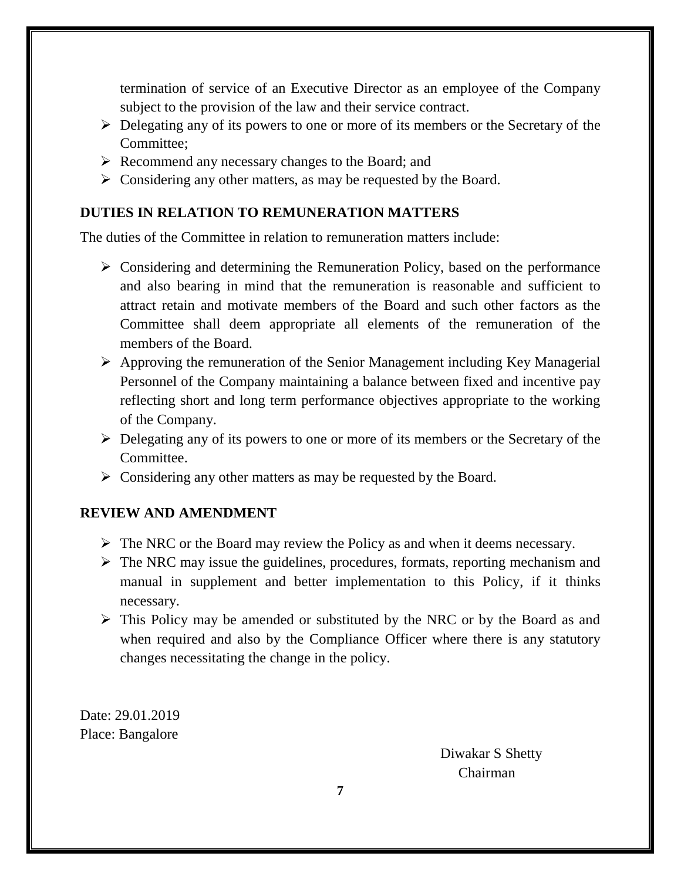termination of service of an Executive Director as an employee of the Company subject to the provision of the law and their service contract.

- Delegating any of its powers to one or more of its members or the Secretary of the Committee;
- Recommend any necessary changes to the Board; and
- Considering any other matters, as may be requested by the Board.

## DUTIES IN RELATION TO REMUNERATION MATTERS

The duties of the Committee in relation to remuneration matters include:

- Considering and determining the Remuneration Policy, based on the performance and also bearing in mind that the remuneration is reasonable and sufficient to attract retain and motivate members of the Board and such other factors as the Committee shall deem appropriate all elements of the remuneration of the members of the Board.
- Approving the remuneration of the Senior Management including Key Managerial Personnel of the Company maintaining a balance between fixed and incentive pay reflecting short and long term performance objectives appropriate to the working of the Company.
- Delegating any of its powers to one or more of its members or the Secretary of the Committee.
- Considering any other matters as may be requested by the Board.

## REVIEW AND AMENDMENT

- The NRC or the Board may review the Policy as and when it deems necessary.
- The NRC may issue the guidelines, procedures, formats, reporting mechanism and manual in supplement and better implementation to this Policy, if it thinks necessary.
- This Policy may be amended or substituted by the NRC or by the Board as and when required and also by the Compliance Officer where there is any statutory changes necessitating the change in the policy.

Date: 29.01.2019
Place: Bangalore

Diwakar S Shetty
Chairman